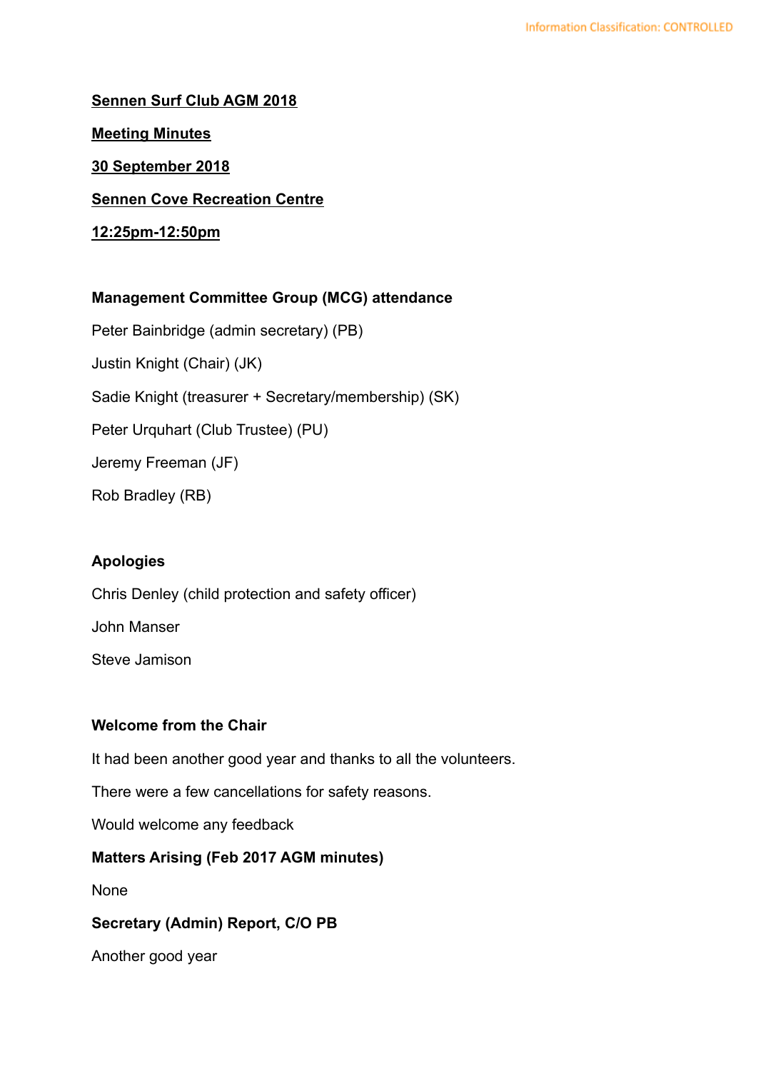**Sennen Surf Club AGM 2018**

**Meeting Minutes**

**30 September 2018**

**Sennen Cove Recreation Centre**

**12:25pm-12:50pm**

**Management Committee Group (MCG) attendance**

Peter Bainbridge (admin secretary) (PB)

Justin Knight (Chair) (JK)

Sadie Knight (treasurer + Secretary/membership) (SK)

Peter Urquhart (Club Trustee) (PU)

Jeremy Freeman (JF)

Rob Bradley (RB)

**Apologies**

Chris Denley (child protection and safety officer)

John Manser

Steve Jamison

**Welcome from the Chair**

It had been another good year and thanks to all the volunteers.

There were a few cancellations for safety reasons.

Would welcome any feedback

**Matters Arising (Feb 2017 AGM minutes)**

None

**Secretary (Admin) Report, C/O PB**

Another good year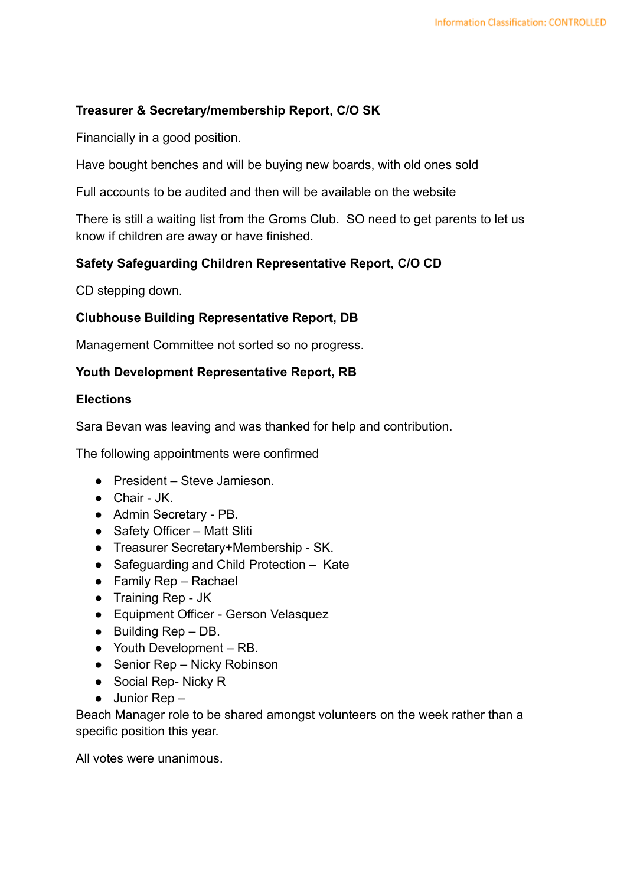**Treasurer & Secretary/membership Report, C/O SK**

Financially in a good position.

Have bought benches and will be buying new boards, with old ones sold

Full accounts to be audited and then will be available on the website

There is still a waiting list from the Groms Club.  SO need to get parents to let us know if children are away or have finished.

**Safety Safeguarding Children Representative Report, C/O CD**

CD stepping down.

**Clubhouse Building Representative Report, DB**

Management Committee not sorted so no progress.

**Youth Development Representative Report, RB**

**Elections**

Sara Bevan was leaving and was thanked for help and contribution.

The following appointments were confirmed

- President – Steve Jamieson.
- Chair - JK.
- Admin Secretary - PB.
- Safety Officer – Matt Sliti
- Treasurer Secretary+Membership - SK.
- Safeguarding and Child Protection –  Kate
- Family Rep – Rachael
- Training Rep - JK
- Equipment Officer - Gerson Velasquez
- Building Rep – DB.
- Youth Development – RB.
- Senior Rep – Nicky Robinson
- Social Rep- Nicky R
- Junior Rep –

Beach Manager role to be shared amongst volunteers on the week rather than a specific position this year.

All votes were unanimous.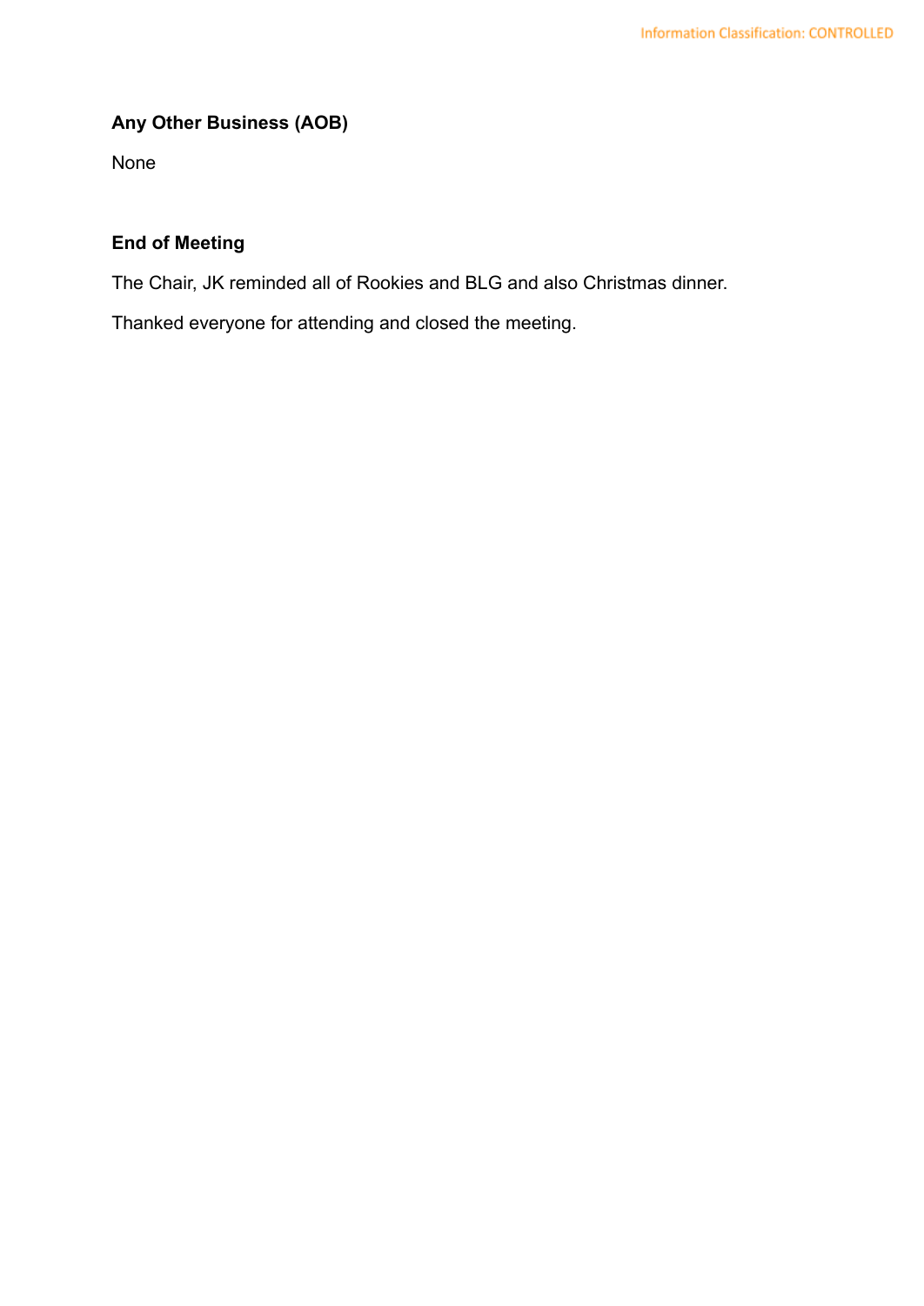**Any Other Business (AOB)**

None

**End of Meeting**

The Chair, JK reminded all of Rookies and BLG and also Christmas dinner.

Thanked everyone for attending and closed the meeting.